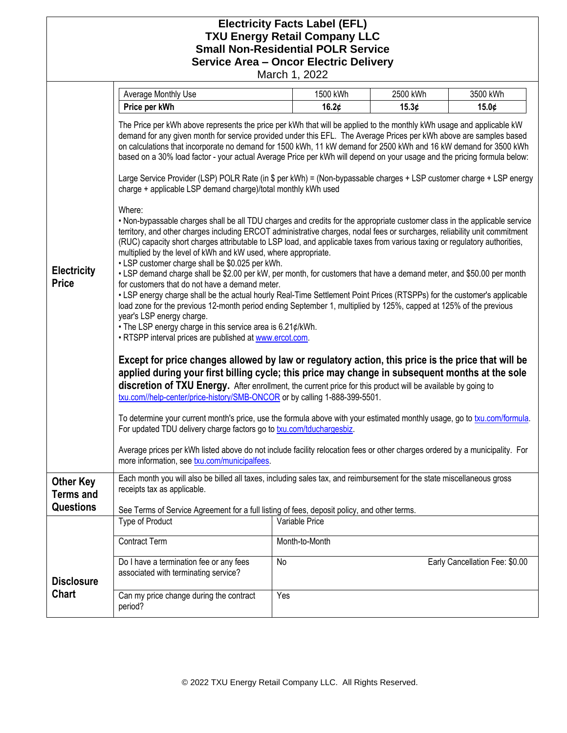# Electricity Facts Label (EFL)
## TXU Energy Retail Company LLC
## Small Non-Residential POLR Service
## Service Area – Oncor Electric Delivery

March 1, 2022

## Electricity Price

| Average Monthly Use | 1500 kWh | 2500 kWh | 3500 kWh |
|---|---|---|---|
| **Price per kWh** | **16.2¢** | **15.3¢** | **15.0¢** |

The Price per kWh above represents the price per kWh that will be applied to the monthly kWh usage and applicable kW demand for any given month for service provided under this EFL. The Average Prices per kWh above are samples based on calculations that incorporate no demand for 1500 kWh, 11 kW demand for 2500 kWh and 16 kW demand for 3500 kWh based on a 30% load factor - your actual Average Price per kWh will depend on your usage and the pricing formula below:

Large Service Provider (LSP) POLR Rate (in $ per kWh) = (Non-bypassable charges + LSP customer charge + LSP energy charge + applicable LSP demand charge)/total monthly kWh used

Where:

- Non-bypassable charges shall be all TDU charges and credits for the appropriate customer class in the applicable service territory, and other charges including ERCOT administrative charges, nodal fees or surcharges, reliability unit commitment (RUC) capacity short charges attributable to LSP load, and applicable taxes from various taxing or regulatory authorities, multiplied by the level of kWh and kW used, where appropriate.
- LSP customer charge shall be $0.025 per kWh.
- LSP demand charge shall be $2.00 per kW, per month, for customers that have a demand meter, and $50.00 per month for customers that do not have a demand meter.
- LSP energy charge shall be the actual hourly Real-Time Settlement Point Prices (RTSPPs) for the customer's applicable load zone for the previous 12-month period ending September 1, multiplied by 125%, capped at 125% of the previous year's LSP energy charge.
- The LSP energy charge in this service area is 6.21¢/kWh.
- RTSPP interval prices are published at www.ercot.com.

**Except for price changes allowed by law or regulatory action, this price is the price that will be applied during your first billing cycle; this price may change in subsequent months at the sole discretion of TXU Energy.** After enrollment, the current price for this product will be available by going to txu.com//help-center/price-history/SMB-ONCOR or by calling 1-888-399-5501.

To determine your current month's price, use the formula above with your estimated monthly usage, go to txu.com/formula. For updated TDU delivery charge factors go to txu.com/tduchargesbiz.

Average prices per kWh listed above do not include facility relocation fees or other charges ordered by a municipality. For more information, see txu.com/municipalfees.

## Other Key Terms and Questions

Each month you will also be billed all taxes, including sales tax, and reimbursement for the state miscellaneous gross receipts tax as applicable.

See Terms of Service Agreement for a full listing of fees, deposit policy, and other terms.

## Disclosure Chart

| | |
|---|---|
| Type of Product | Variable Price |
| Contract Term | Month-to-Month |
| Do I have a termination fee or any fees associated with terminating service? | No — Early Cancellation Fee: $0.00 |
| Can my price change during the contract period? | Yes |

© 2022 TXU Energy Retail Company LLC. All Rights Reserved.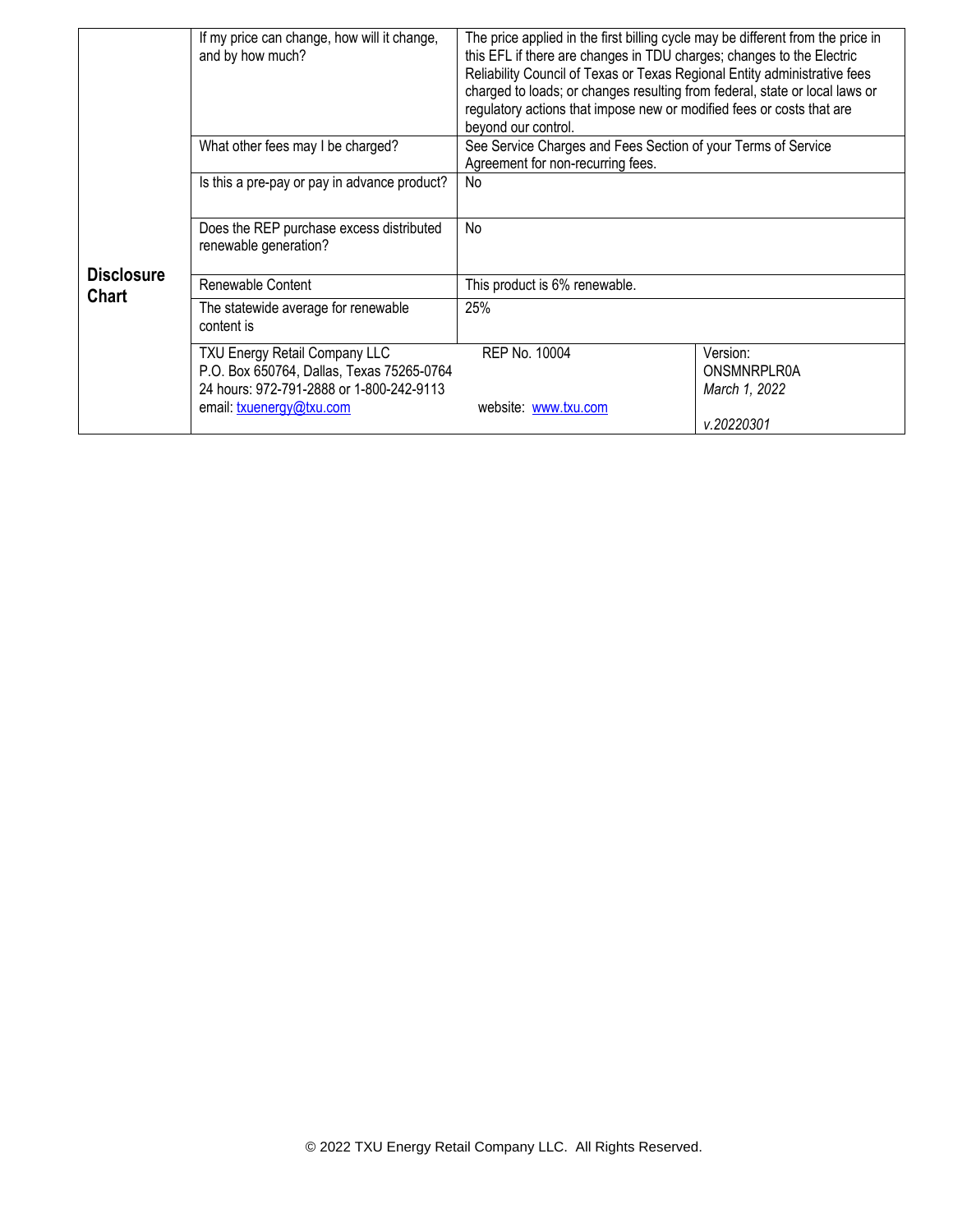| | | | |
|---|---|---|---|
| **Disclosure Chart** | If my price can change, how will it change, and by how much? | The price applied in the first billing cycle may be different from the price in this EFL if there are changes in TDU charges; changes to the Electric Reliability Council of Texas or Texas Regional Entity administrative fees charged to loads; or changes resulting from federal, state or local laws or regulatory actions that impose new or modified fees or costs that are beyond our control. | |
| | What other fees may I be charged? | See Service Charges and Fees Section of your Terms of Service Agreement for non-recurring fees. | |
| | Is this a pre-pay or pay in advance product? | No | |
| | Does the REP purchase excess distributed renewable generation? | No | |
| | Renewable Content | This product is 6% renewable. | |
| | The statewide average for renewable content is | 25% | |
| | TXU Energy Retail Company LLC<br>P.O. Box 650764, Dallas, Texas 75265-0764<br>24 hours: 972-791-2888 or 1-800-242-9113<br>email: txuenergy@txu.com | REP No. 10004<br><br><br>website: www.txu.com | Version:<br>ONSMNRPLR0A<br>*March 1, 2022*<br><br>*v.20220301* |

© 2022 TXU Energy Retail Company LLC. All Rights Reserved.